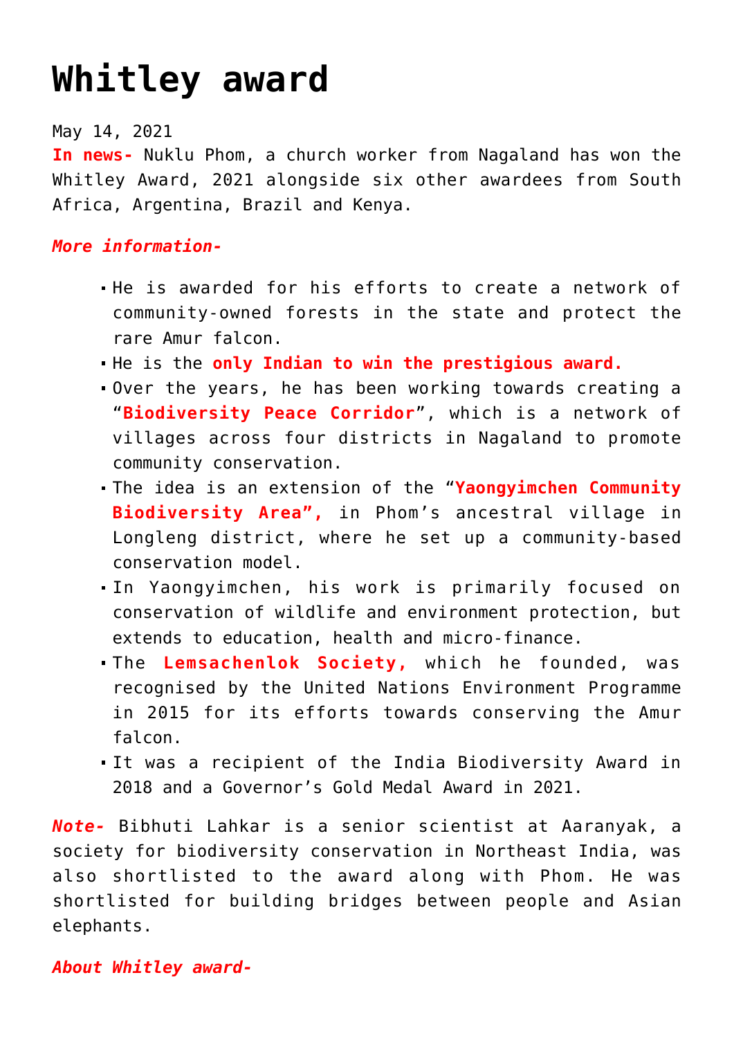# Whitley award

May 14, 2021

**In news-** Nuklu Phom, a church worker from Nagaland has won the Whitley Award, 2021 alongside six other awardees from South Africa, Argentina, Brazil and Kenya.

***More information-***

- He is awarded for his efforts to create a network of community-owned forests in the state and protect the rare Amur falcon.
- He is the **only Indian to win the prestigious award.**
- Over the years, he has been working towards creating a "**Biodiversity Peace Corridor**", which is a network of villages across four districts in Nagaland to promote community conservation.
- The idea is an extension of the "**Yaongyimchen Community Biodiversity Area",** in Phom's ancestral village in Longleng district, where he set up a community-based conservation model.
- In Yaongyimchen, his work is primarily focused on conservation of wildlife and environment protection, but extends to education, health and micro-finance.
- The **Lemsachenlok Society,** which he founded, was recognised by the United Nations Environment Programme in 2015 for its efforts towards conserving the Amur falcon.
- It was a recipient of the India Biodiversity Award in 2018 and a Governor's Gold Medal Award in 2021.

***Note-*** Bibhuti Lahkar is a senior scientist at Aaranyak, a society for biodiversity conservation in Northeast India, was also shortlisted to the award along with Phom. He was shortlisted for building bridges between people and Asian elephants.

***About Whitley award-***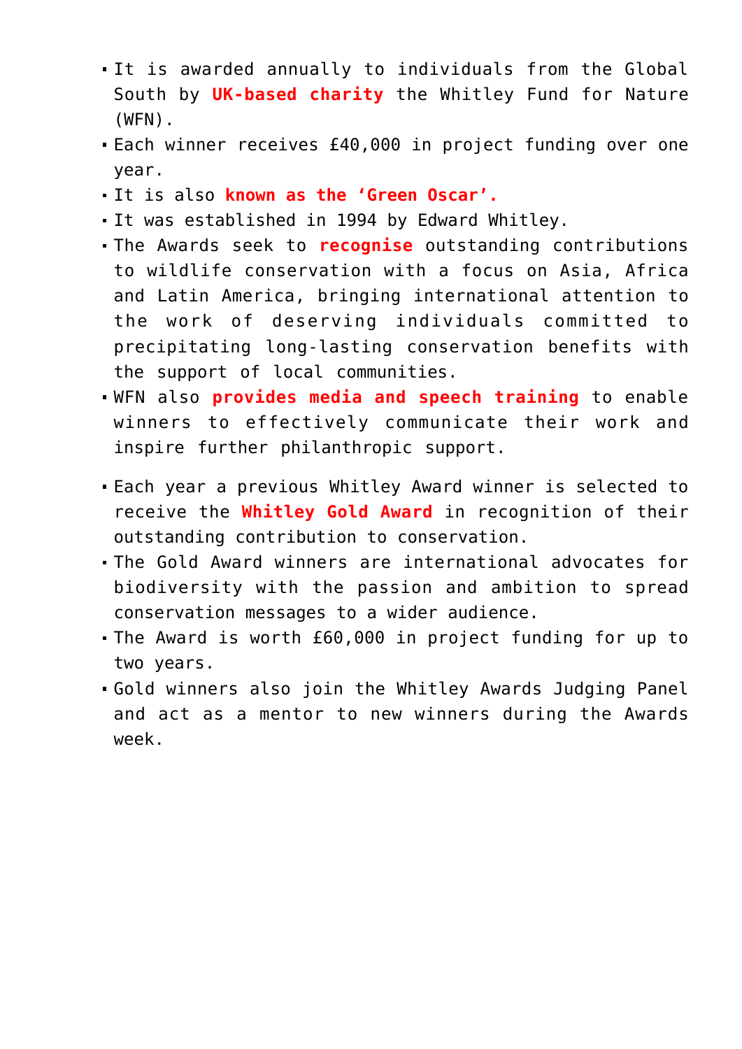- It is awarded annually to individuals from the Global South by **UK-based charity** the Whitley Fund for Nature (WFN).
- Each winner receives £40,000 in project funding over one year.
- It is also **known as the 'Green Oscar'.**
- It was established in 1994 by Edward Whitley.
- The Awards seek to **recognise** outstanding contributions to wildlife conservation with a focus on Asia, Africa and Latin America, bringing international attention to the work of deserving individuals committed to precipitating long-lasting conservation benefits with the support of local communities.
- WFN also **provides media and speech training** to enable winners to effectively communicate their work and inspire further philanthropic support.

- Each year a previous Whitley Award winner is selected to receive the **Whitley Gold Award** in recognition of their outstanding contribution to conservation.
- The Gold Award winners are international advocates for biodiversity with the passion and ambition to spread conservation messages to a wider audience.
- The Award is worth £60,000 in project funding for up to two years.
- Gold winners also join the Whitley Awards Judging Panel and act as a mentor to new winners during the Awards week.